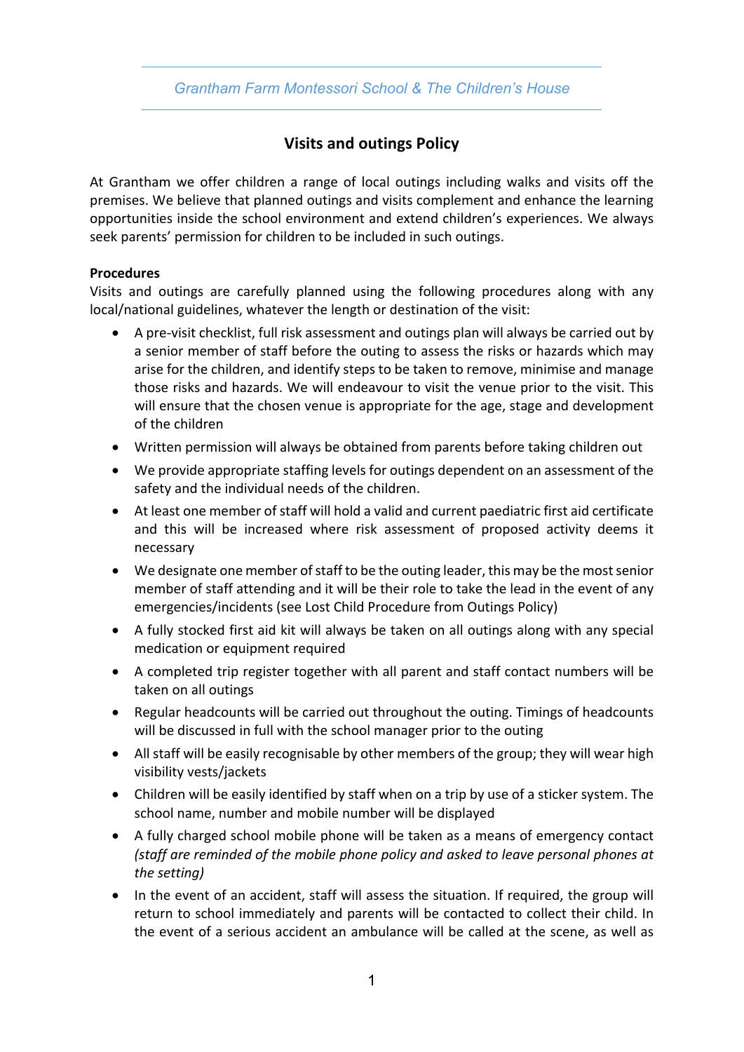Grantham Farm Montessori School & The Children's House

# Visits and outings Policy

At Grantham we offer children a range of local outings including walks and visits off the premises. We believe that planned outings and visits complement and enhance the learning opportunities inside the school environment and extend children's experiences. We always seek parents' permission for children to be included in such outings.

**Procedures**

Visits and outings are carefully planned using the following procedures along with any local/national guidelines, whatever the length or destination of the visit:

- A pre-visit checklist, full risk assessment and outings plan will always be carried out by a senior member of staff before the outing to assess the risks or hazards which may arise for the children, and identify steps to be taken to remove, minimise and manage those risks and hazards. We will endeavour to visit the venue prior to the visit. This will ensure that the chosen venue is appropriate for the age, stage and development of the children
- Written permission will always be obtained from parents before taking children out
- We provide appropriate staffing levels for outings dependent on an assessment of the safety and the individual needs of the children.
- At least one member of staff will hold a valid and current paediatric first aid certificate and this will be increased where risk assessment of proposed activity deems it necessary
- We designate one member of staff to be the outing leader, this may be the most senior member of staff attending and it will be their role to take the lead in the event of any emergencies/incidents (see Lost Child Procedure from Outings Policy)
- A fully stocked first aid kit will always be taken on all outings along with any special medication or equipment required
- A completed trip register together with all parent and staff contact numbers will be taken on all outings
- Regular headcounts will be carried out throughout the outing. Timings of headcounts will be discussed in full with the school manager prior to the outing
- All staff will be easily recognisable by other members of the group; they will wear high visibility vests/jackets
- Children will be easily identified by staff when on a trip by use of a sticker system. The school name, number and mobile number will be displayed
- A fully charged school mobile phone will be taken as a means of emergency contact *(staff are reminded of the mobile phone policy and asked to leave personal phones at the setting)*
- In the event of an accident, staff will assess the situation. If required, the group will return to school immediately and parents will be contacted to collect their child. In the event of a serious accident an ambulance will be called at the scene, as well as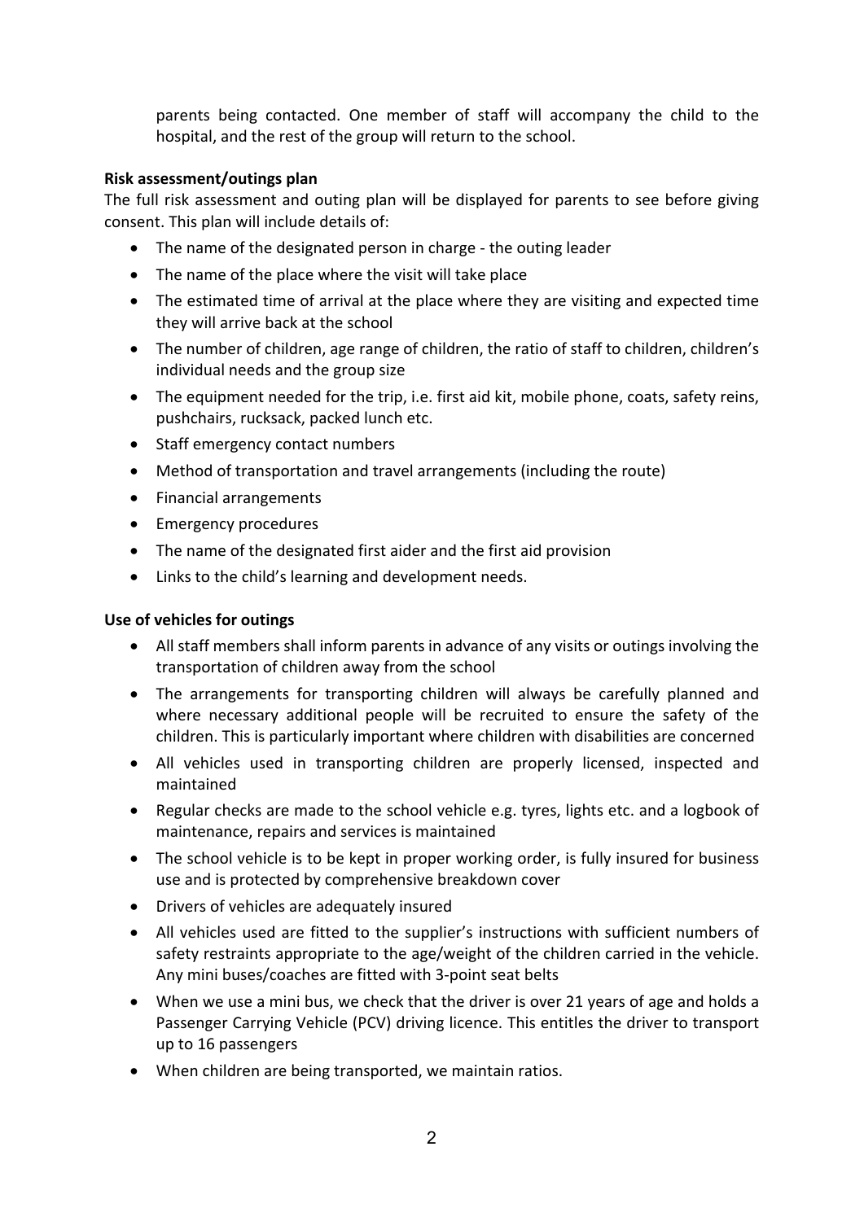parents being contacted. One member of staff will accompany the child to the hospital, and the rest of the group will return to the school.

**Risk assessment/outings plan**

The full risk assessment and outing plan will be displayed for parents to see before giving consent. This plan will include details of:

- The name of the designated person in charge - the outing leader
- The name of the place where the visit will take place
- The estimated time of arrival at the place where they are visiting and expected time they will arrive back at the school
- The number of children, age range of children, the ratio of staff to children, children's individual needs and the group size
- The equipment needed for the trip, i.e. first aid kit, mobile phone, coats, safety reins, pushchairs, rucksack, packed lunch etc.
- Staff emergency contact numbers
- Method of transportation and travel arrangements (including the route)
- Financial arrangements
- Emergency procedures
- The name of the designated first aider and the first aid provision
- Links to the child's learning and development needs.

**Use of vehicles for outings**

- All staff members shall inform parents in advance of any visits or outings involving the transportation of children away from the school
- The arrangements for transporting children will always be carefully planned and where necessary additional people will be recruited to ensure the safety of the children. This is particularly important where children with disabilities are concerned
- All vehicles used in transporting children are properly licensed, inspected and maintained
- Regular checks are made to the school vehicle e.g. tyres, lights etc. and a logbook of maintenance, repairs and services is maintained
- The school vehicle is to be kept in proper working order, is fully insured for business use and is protected by comprehensive breakdown cover
- Drivers of vehicles are adequately insured
- All vehicles used are fitted to the supplier's instructions with sufficient numbers of safety restraints appropriate to the age/weight of the children carried in the vehicle. Any mini buses/coaches are fitted with 3-point seat belts
- When we use a mini bus, we check that the driver is over 21 years of age and holds a Passenger Carrying Vehicle (PCV) driving licence. This entitles the driver to transport up to 16 passengers
- When children are being transported, we maintain ratios.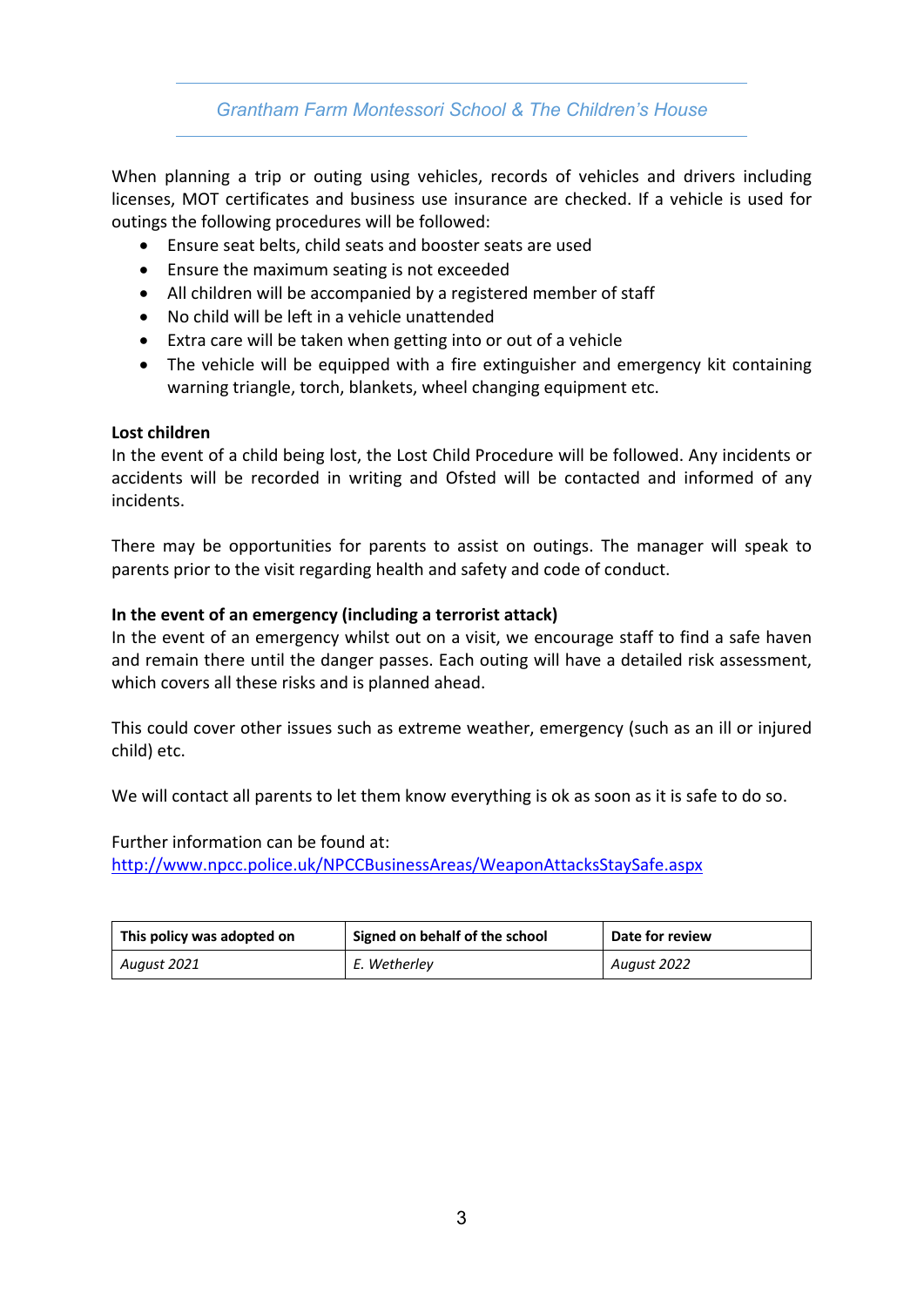When planning a trip or outing using vehicles, records of vehicles and drivers including licenses, MOT certificates and business use insurance are checked. If a vehicle is used for outings the following procedures will be followed:

- Ensure seat belts, child seats and booster seats are used
- Ensure the maximum seating is not exceeded
- All children will be accompanied by a registered member of staff
- No child will be left in a vehicle unattended
- Extra care will be taken when getting into or out of a vehicle
- The vehicle will be equipped with a fire extinguisher and emergency kit containing warning triangle, torch, blankets, wheel changing equipment etc.

**Lost children**

In the event of a child being lost, the Lost Child Procedure will be followed. Any incidents or accidents will be recorded in writing and Ofsted will be contacted and informed of any incidents.

There may be opportunities for parents to assist on outings. The manager will speak to parents prior to the visit regarding health and safety and code of conduct.

**In the event of an emergency (including a terrorist attack)**

In the event of an emergency whilst out on a visit, we encourage staff to find a safe haven and remain there until the danger passes. Each outing will have a detailed risk assessment, which covers all these risks and is planned ahead.

This could cover other issues such as extreme weather, emergency (such as an ill or injured child) etc.

We will contact all parents to let them know everything is ok as soon as it is safe to do so.

Further information can be found at:
[http://www.npcc.police.uk/NPCCBusinessAreas/WeaponAttacksStaySafe.aspx](http://www.npcc.police.uk/NPCCBusinessAreas/WeaponAttacksStaySafe.aspx)

| This policy was adopted on | Signed on behalf of the school | Date for review |
|---|---|---|
| *August 2021* | *E. Wetherley* | *August 2022* |